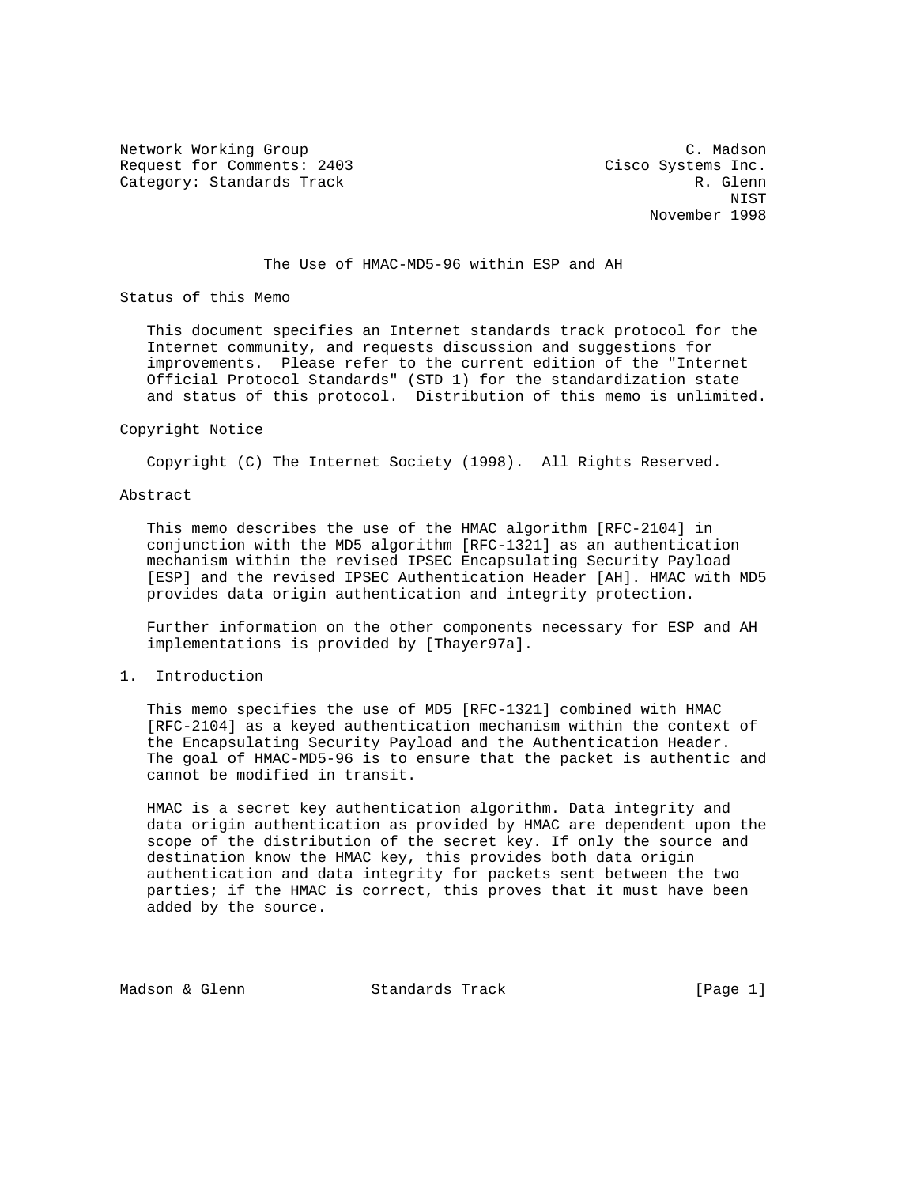Network Working Group C. Madson
Request for Comments: 2403 Cisco Systems Inc.
Category: Standards Track R. Glenn
NIST
November 1998

# The Use of HMAC-MD5-96 within ESP and AH

## Status of this Memo

This document specifies an Internet standards track protocol for the Internet community, and requests discussion and suggestions for improvements. Please refer to the current edition of the "Internet Official Protocol Standards" (STD 1) for the standardization state and status of this protocol. Distribution of this memo is unlimited.

## Copyright Notice

Copyright (C) The Internet Society (1998). All Rights Reserved.

## Abstract

This memo describes the use of the HMAC algorithm [RFC-2104] in conjunction with the MD5 algorithm [RFC-1321] as an authentication mechanism within the revised IPSEC Encapsulating Security Payload [ESP] and the revised IPSEC Authentication Header [AH]. HMAC with MD5 provides data origin authentication and integrity protection.

Further information on the other components necessary for ESP and AH implementations is provided by [Thayer97a].

## 1. Introduction

This memo specifies the use of MD5 [RFC-1321] combined with HMAC [RFC-2104] as a keyed authentication mechanism within the context of the Encapsulating Security Payload and the Authentication Header. The goal of HMAC-MD5-96 is to ensure that the packet is authentic and cannot be modified in transit.

HMAC is a secret key authentication algorithm. Data integrity and data origin authentication as provided by HMAC are dependent upon the scope of the distribution of the secret key. If only the source and destination know the HMAC key, this provides both data origin authentication and data integrity for packets sent between the two parties; if the HMAC is correct, this proves that it must have been added by the source.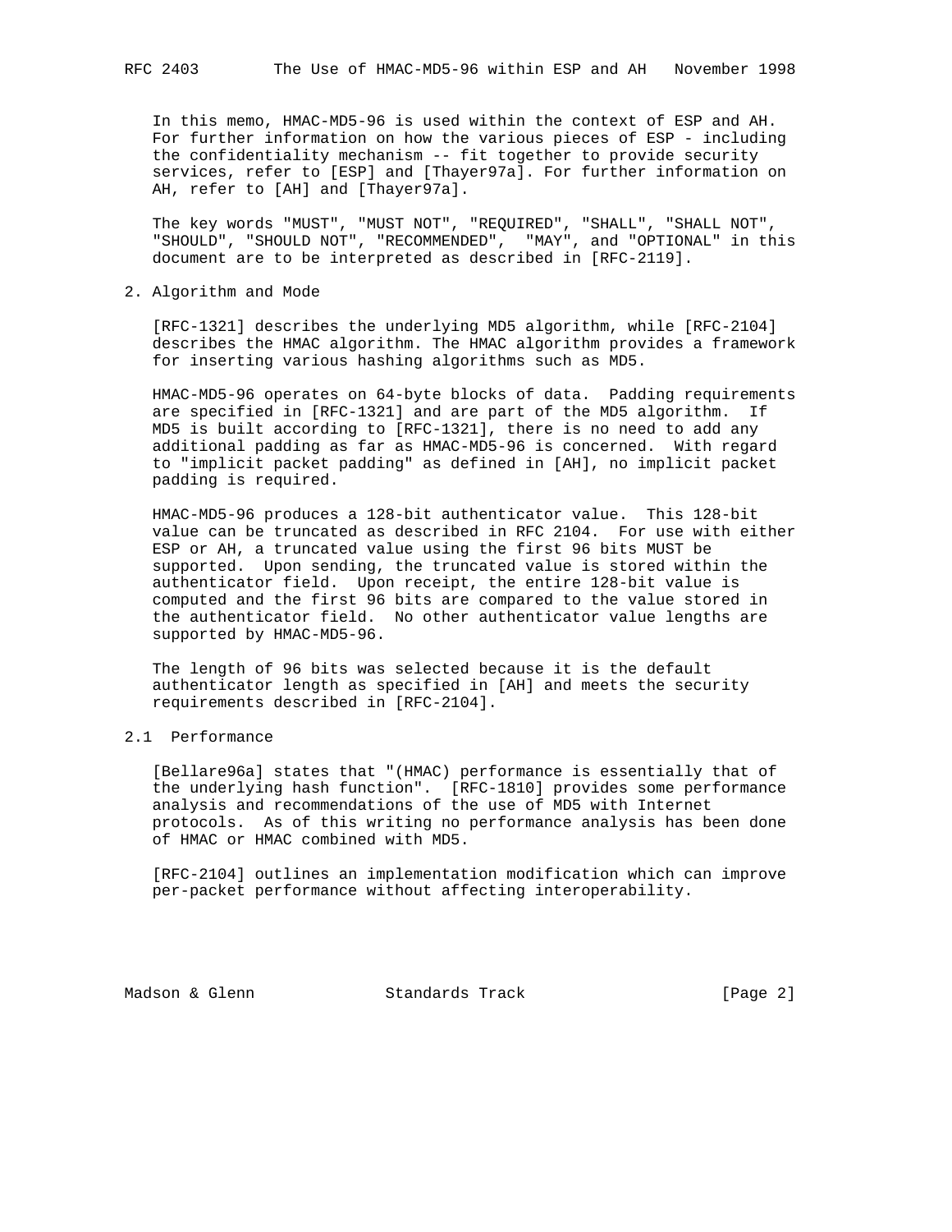In this memo, HMAC-MD5-96 is used within the context of ESP and AH. For further information on how the various pieces of ESP - including the confidentiality mechanism -- fit together to provide security services, refer to [ESP] and [Thayer97a]. For further information on AH, refer to [AH] and [Thayer97a].

The key words "MUST", "MUST NOT", "REQUIRED", "SHALL", "SHALL NOT", "SHOULD", "SHOULD NOT", "RECOMMENDED", "MAY", and "OPTIONAL" in this document are to be interpreted as described in [RFC-2119].

## 2. Algorithm and Mode

[RFC-1321] describes the underlying MD5 algorithm, while [RFC-2104] describes the HMAC algorithm. The HMAC algorithm provides a framework for inserting various hashing algorithms such as MD5.

HMAC-MD5-96 operates on 64-byte blocks of data. Padding requirements are specified in [RFC-1321] and are part of the MD5 algorithm. If MD5 is built according to [RFC-1321], there is no need to add any additional padding as far as HMAC-MD5-96 is concerned. With regard to "implicit packet padding" as defined in [AH], no implicit packet padding is required.

HMAC-MD5-96 produces a 128-bit authenticator value. This 128-bit value can be truncated as described in RFC 2104. For use with either ESP or AH, a truncated value using the first 96 bits MUST be supported. Upon sending, the truncated value is stored within the authenticator field. Upon receipt, the entire 128-bit value is computed and the first 96 bits are compared to the value stored in the authenticator field. No other authenticator value lengths are supported by HMAC-MD5-96.

The length of 96 bits was selected because it is the default authenticator length as specified in [AH] and meets the security requirements described in [RFC-2104].

### 2.1 Performance

[Bellare96a] states that "(HMAC) performance is essentially that of the underlying hash function". [RFC-1810] provides some performance analysis and recommendations of the use of MD5 with Internet protocols. As of this writing no performance analysis has been done of HMAC or HMAC combined with MD5.

[RFC-2104] outlines an implementation modification which can improve per-packet performance without affecting interoperability.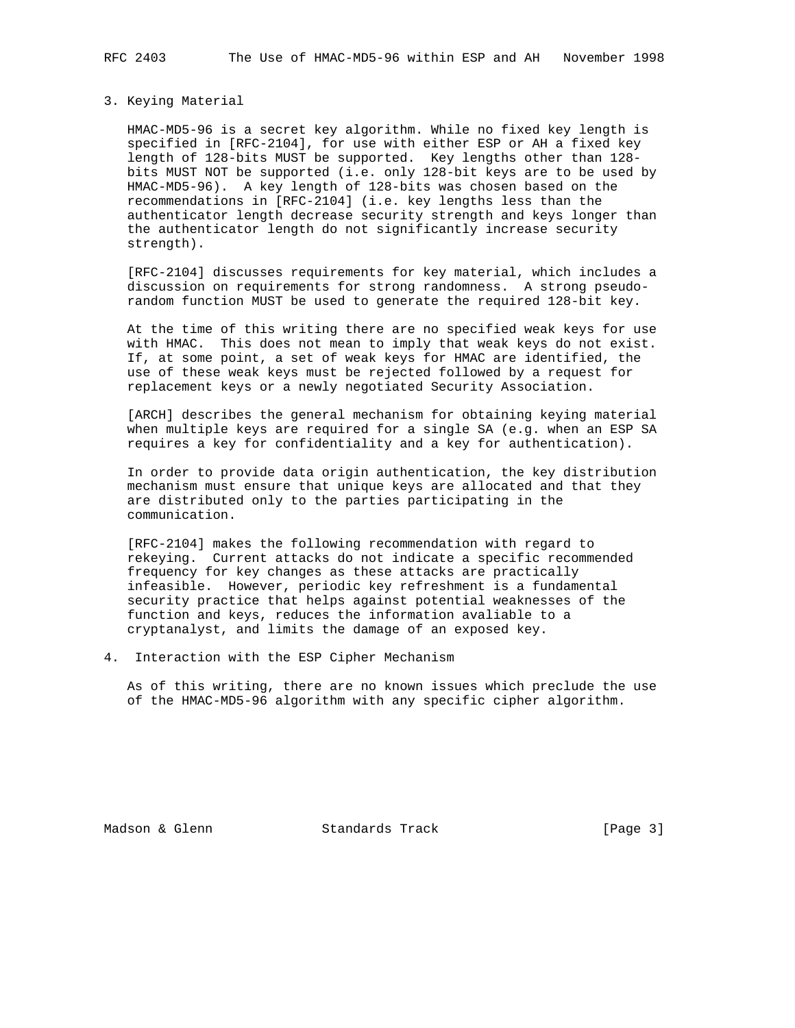## 3. Keying Material

HMAC-MD5-96 is a secret key algorithm. While no fixed key length is specified in [RFC-2104], for use with either ESP or AH a fixed key length of 128-bits MUST be supported. Key lengths other than 128-bits MUST NOT be supported (i.e. only 128-bit keys are to be used by HMAC-MD5-96). A key length of 128-bits was chosen based on the recommendations in [RFC-2104] (i.e. key lengths less than the authenticator length decrease security strength and keys longer than the authenticator length do not significantly increase security strength).

[RFC-2104] discusses requirements for key material, which includes a discussion on requirements for strong randomness. A strong pseudo-random function MUST be used to generate the required 128-bit key.

At the time of this writing there are no specified weak keys for use with HMAC. This does not mean to imply that weak keys do not exist. If, at some point, a set of weak keys for HMAC are identified, the use of these weak keys must be rejected followed by a request for replacement keys or a newly negotiated Security Association.

[ARCH] describes the general mechanism for obtaining keying material when multiple keys are required for a single SA (e.g. when an ESP SA requires a key for confidentiality and a key for authentication).

In order to provide data origin authentication, the key distribution mechanism must ensure that unique keys are allocated and that they are distributed only to the parties participating in the communication.

[RFC-2104] makes the following recommendation with regard to rekeying. Current attacks do not indicate a specific recommended frequency for key changes as these attacks are practically infeasible. However, periodic key refreshment is a fundamental security practice that helps against potential weaknesses of the function and keys, reduces the information avaliable to a cryptanalyst, and limits the damage of an exposed key.

## 4. Interaction with the ESP Cipher Mechanism

As of this writing, there are no known issues which preclude the use of the HMAC-MD5-96 algorithm with any specific cipher algorithm.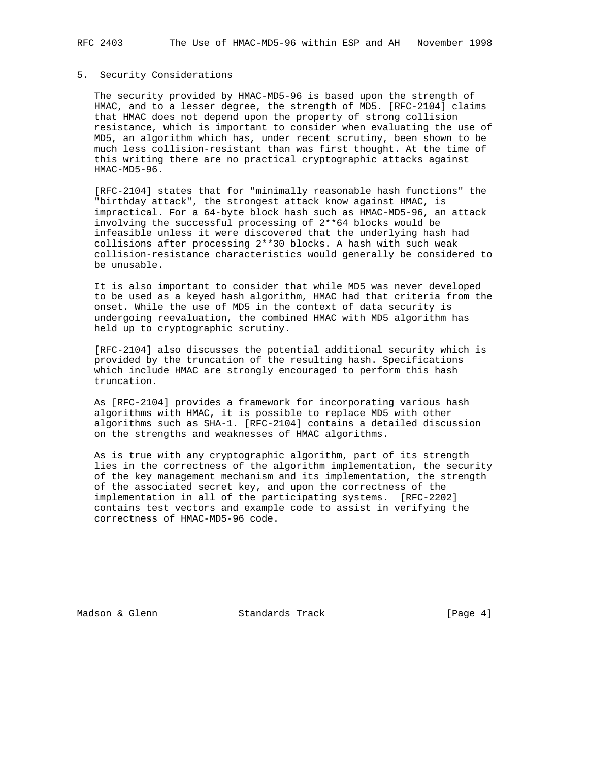## 5. Security Considerations

The security provided by HMAC-MD5-96 is based upon the strength of HMAC, and to a lesser degree, the strength of MD5. [RFC-2104] claims that HMAC does not depend upon the property of strong collision resistance, which is important to consider when evaluating the use of MD5, an algorithm which has, under recent scrutiny, been shown to be much less collision-resistant than was first thought. At the time of this writing there are no practical cryptographic attacks against HMAC-MD5-96.

[RFC-2104] states that for "minimally reasonable hash functions" the "birthday attack", the strongest attack know against HMAC, is impractical. For a 64-byte block hash such as HMAC-MD5-96, an attack involving the successful processing of 2**64 blocks would be infeasible unless it were discovered that the underlying hash had collisions after processing 2**30 blocks. A hash with such weak collision-resistance characteristics would generally be considered to be unusable.

It is also important to consider that while MD5 was never developed to be used as a keyed hash algorithm, HMAC had that criteria from the onset. While the use of MD5 in the context of data security is undergoing reevaluation, the combined HMAC with MD5 algorithm has held up to cryptographic scrutiny.

[RFC-2104] also discusses the potential additional security which is provided by the truncation of the resulting hash. Specifications which include HMAC are strongly encouraged to perform this hash truncation.

As [RFC-2104] provides a framework for incorporating various hash algorithms with HMAC, it is possible to replace MD5 with other algorithms such as SHA-1. [RFC-2104] contains a detailed discussion on the strengths and weaknesses of HMAC algorithms.

As is true with any cryptographic algorithm, part of its strength lies in the correctness of the algorithm implementation, the security of the key management mechanism and its implementation, the strength of the associated secret key, and upon the correctness of the implementation in all of the participating systems. [RFC-2202] contains test vectors and example code to assist in verifying the correctness of HMAC-MD5-96 code.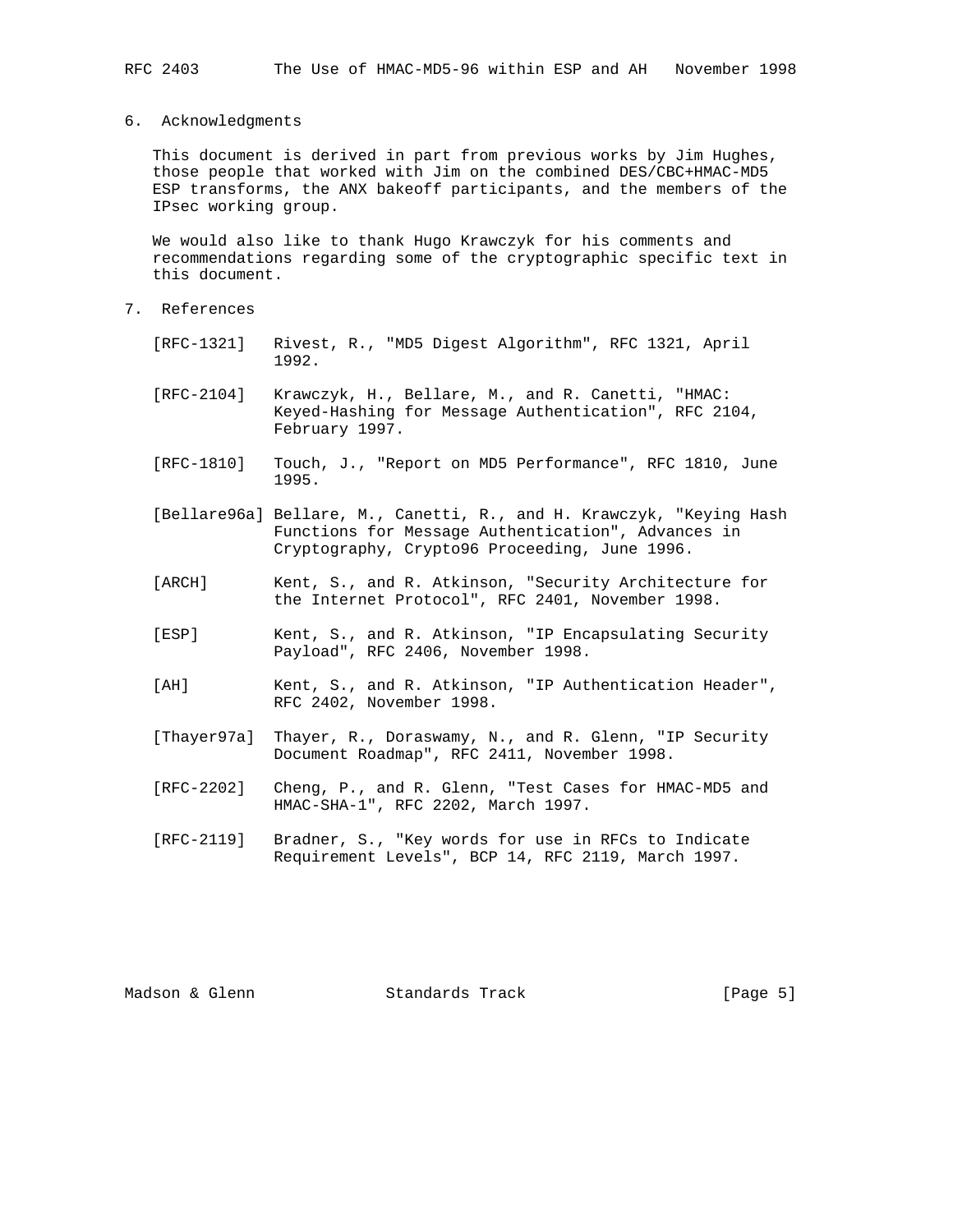## 6. Acknowledgments

This document is derived in part from previous works by Jim Hughes, those people that worked with Jim on the combined DES/CBC+HMAC-MD5 ESP transforms, the ANX bakeoff participants, and the members of the IPsec working group.

We would also like to thank Hugo Krawczyk for his comments and recommendations regarding some of the cryptographic specific text in this document.

## 7. References

[RFC-1321] Rivest, R., "MD5 Digest Algorithm", RFC 1321, April 1992.

[RFC-2104] Krawczyk, H., Bellare, M., and R. Canetti, "HMAC: Keyed-Hashing for Message Authentication", RFC 2104, February 1997.

[RFC-1810] Touch, J., "Report on MD5 Performance", RFC 1810, June 1995.

[Bellare96a] Bellare, M., Canetti, R., and H. Krawczyk, "Keying Hash Functions for Message Authentication", Advances in Cryptography, Crypto96 Proceeding, June 1996.

[ARCH] Kent, S., and R. Atkinson, "Security Architecture for the Internet Protocol", RFC 2401, November 1998.

[ESP] Kent, S., and R. Atkinson, "IP Encapsulating Security Payload", RFC 2406, November 1998.

[AH] Kent, S., and R. Atkinson, "IP Authentication Header", RFC 2402, November 1998.

[Thayer97a] Thayer, R., Doraswamy, N., and R. Glenn, "IP Security Document Roadmap", RFC 2411, November 1998.

[RFC-2202] Cheng, P., and R. Glenn, "Test Cases for HMAC-MD5 and HMAC-SHA-1", RFC 2202, March 1997.

[RFC-2119] Bradner, S., "Key words for use in RFCs to Indicate Requirement Levels", BCP 14, RFC 2119, March 1997.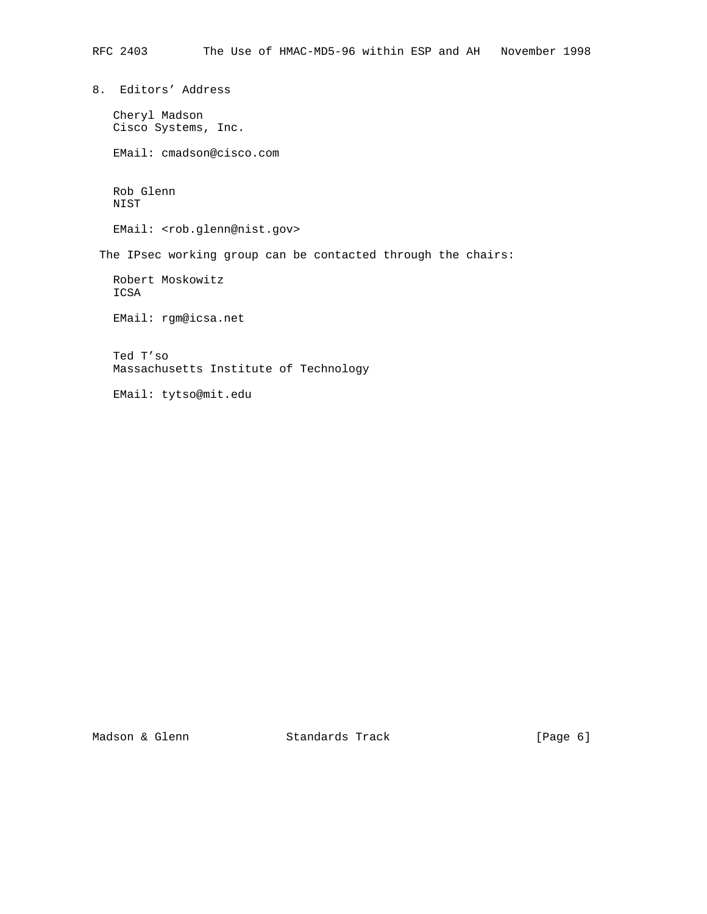## 8. Editors' Address

Cheryl Madson
Cisco Systems, Inc.

EMail: cmadson@cisco.com

Rob Glenn
NIST

EMail: <rob.glenn@nist.gov>

The IPsec working group can be contacted through the chairs:

Robert Moskowitz
ICSA

EMail: rgm@icsa.net

Ted T'so
Massachusetts Institute of Technology

EMail: tytso@mit.edu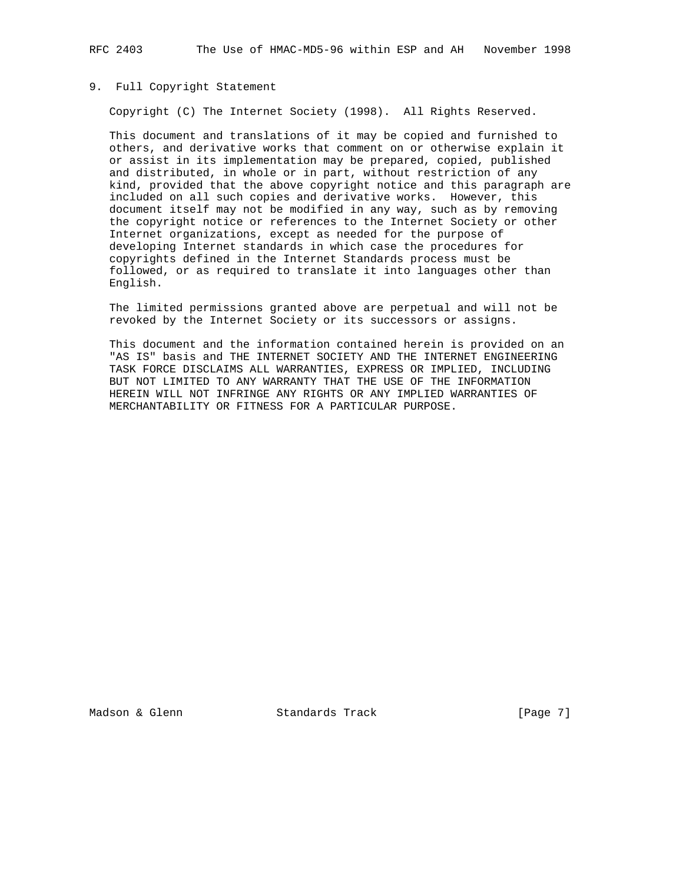## 9. Full Copyright Statement

Copyright (C) The Internet Society (1998). All Rights Reserved.

This document and translations of it may be copied and furnished to others, and derivative works that comment on or otherwise explain it or assist in its implementation may be prepared, copied, published and distributed, in whole or in part, without restriction of any kind, provided that the above copyright notice and this paragraph are included on all such copies and derivative works. However, this document itself may not be modified in any way, such as by removing the copyright notice or references to the Internet Society or other Internet organizations, except as needed for the purpose of developing Internet standards in which case the procedures for copyrights defined in the Internet Standards process must be followed, or as required to translate it into languages other than English.

The limited permissions granted above are perpetual and will not be revoked by the Internet Society or its successors or assigns.

This document and the information contained herein is provided on an "AS IS" basis and THE INTERNET SOCIETY AND THE INTERNET ENGINEERING TASK FORCE DISCLAIMS ALL WARRANTIES, EXPRESS OR IMPLIED, INCLUDING BUT NOT LIMITED TO ANY WARRANTY THAT THE USE OF THE INFORMATION HEREIN WILL NOT INFRINGE ANY RIGHTS OR ANY IMPLIED WARRANTIES OF MERCHANTABILITY OR FITNESS FOR A PARTICULAR PURPOSE.